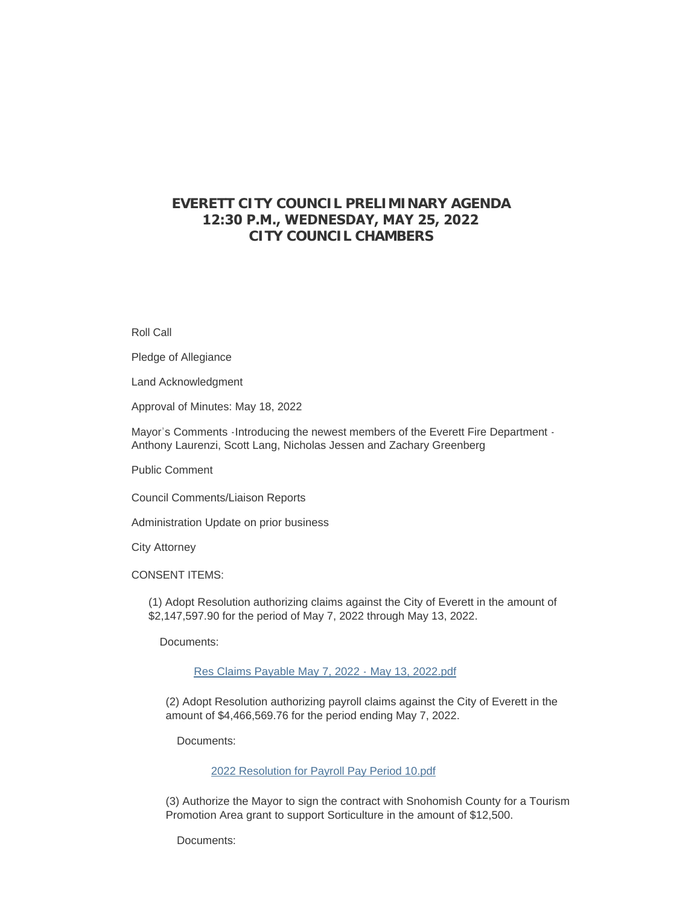# EVERETT CITY COUNCIL PRELIMINARY AGENDA
## 12:30 P.M., WEDNESDAY, MAY 25, 2022
## CITY COUNCIL CHAMBERS

Roll Call

Pledge of Allegiance

Land Acknowledgment

Approval of Minutes: May 18, 2022

Mayor's Comments -Introducing the newest members of the Everett Fire Department - Anthony Laurenzi, Scott Lang, Nicholas Jessen and Zachary Greenberg

Public Comment

Council Comments/Liaison Reports

Administration Update on prior business

City Attorney

CONSENT ITEMS:

(1) Adopt Resolution authorizing claims against the City of Everett in the amount of $2,147,597.90 for the period of May 7, 2022 through May 13, 2022.

Documents:

Res Claims Payable May 7, 2022 - May 13, 2022.pdf

(2) Adopt Resolution authorizing payroll claims against the City of Everett in the amount of $4,466,569.76 for the period ending May 7, 2022.

Documents:

2022 Resolution for Payroll Pay Period 10.pdf

(3) Authorize the Mayor to sign the contract with Snohomish County for a Tourism Promotion Area grant to support Sorticulture in the amount of $12,500.

Documents: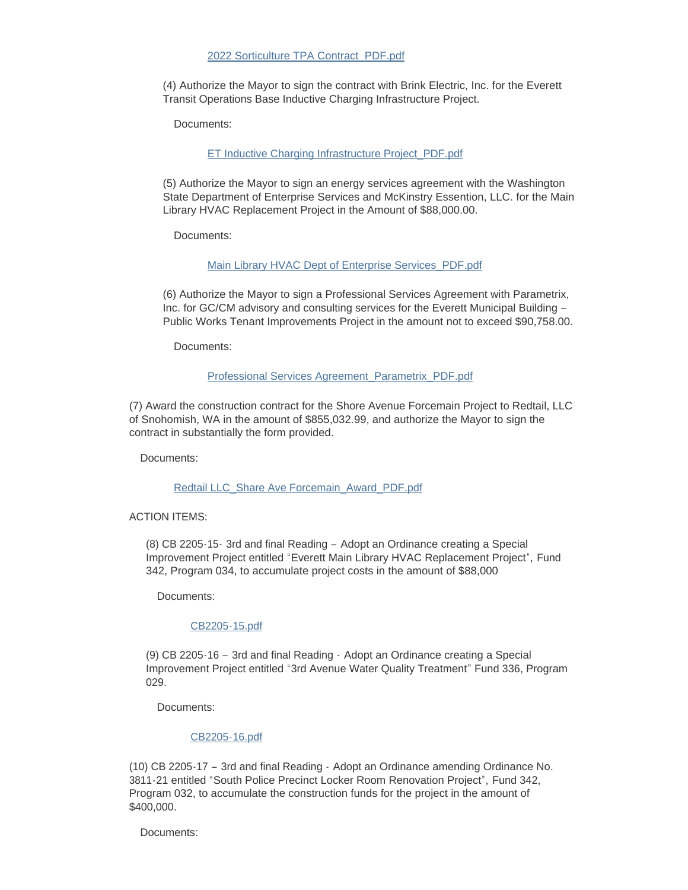2022 Sorticulture TPA Contract_PDF.pdf

(4) Authorize the Mayor to sign the contract with Brink Electric, Inc. for the Everett Transit Operations Base Inductive Charging Infrastructure Project.

Documents:

ET Inductive Charging Infrastructure Project_PDF.pdf

(5) Authorize the Mayor to sign an energy services agreement with the Washington State Department of Enterprise Services and McKinstry Essention, LLC. for the Main Library HVAC Replacement Project in the Amount of $88,000.00.

Documents:

Main Library HVAC Dept of Enterprise Services_PDF.pdf

(6) Authorize the Mayor to sign a Professional Services Agreement with Parametrix, Inc. for GC/CM advisory and consulting services for the Everett Municipal Building – Public Works Tenant Improvements Project in the amount not to exceed $90,758.00.

Documents:

Professional Services Agreement_Parametrix_PDF.pdf

(7) Award the construction contract for the Shore Avenue Forcemain Project to Redtail, LLC of Snohomish, WA in the amount of $855,032.99, and authorize the Mayor to sign the contract in substantially the form provided.

Documents:

Redtail LLC_Share Ave Forcemain_Award_PDF.pdf

ACTION ITEMS:

(8) CB 2205-15- 3rd and final Reading – Adopt an Ordinance creating a Special Improvement Project entitled "Everett Main Library HVAC Replacement Project", Fund 342, Program 034, to accumulate project costs in the amount of $88,000

Documents:

CB2205-15.pdf

(9) CB 2205-16 – 3rd and final Reading - Adopt an Ordinance creating a Special Improvement Project entitled "3rd Avenue Water Quality Treatment" Fund 336, Program 029.

Documents:

CB2205-16.pdf

(10) CB 2205-17 – 3rd and final Reading - Adopt an Ordinance amending Ordinance No. 3811-21 entitled "South Police Precinct Locker Room Renovation Project", Fund 342, Program 032, to accumulate the construction funds for the project in the amount of $400,000.

Documents: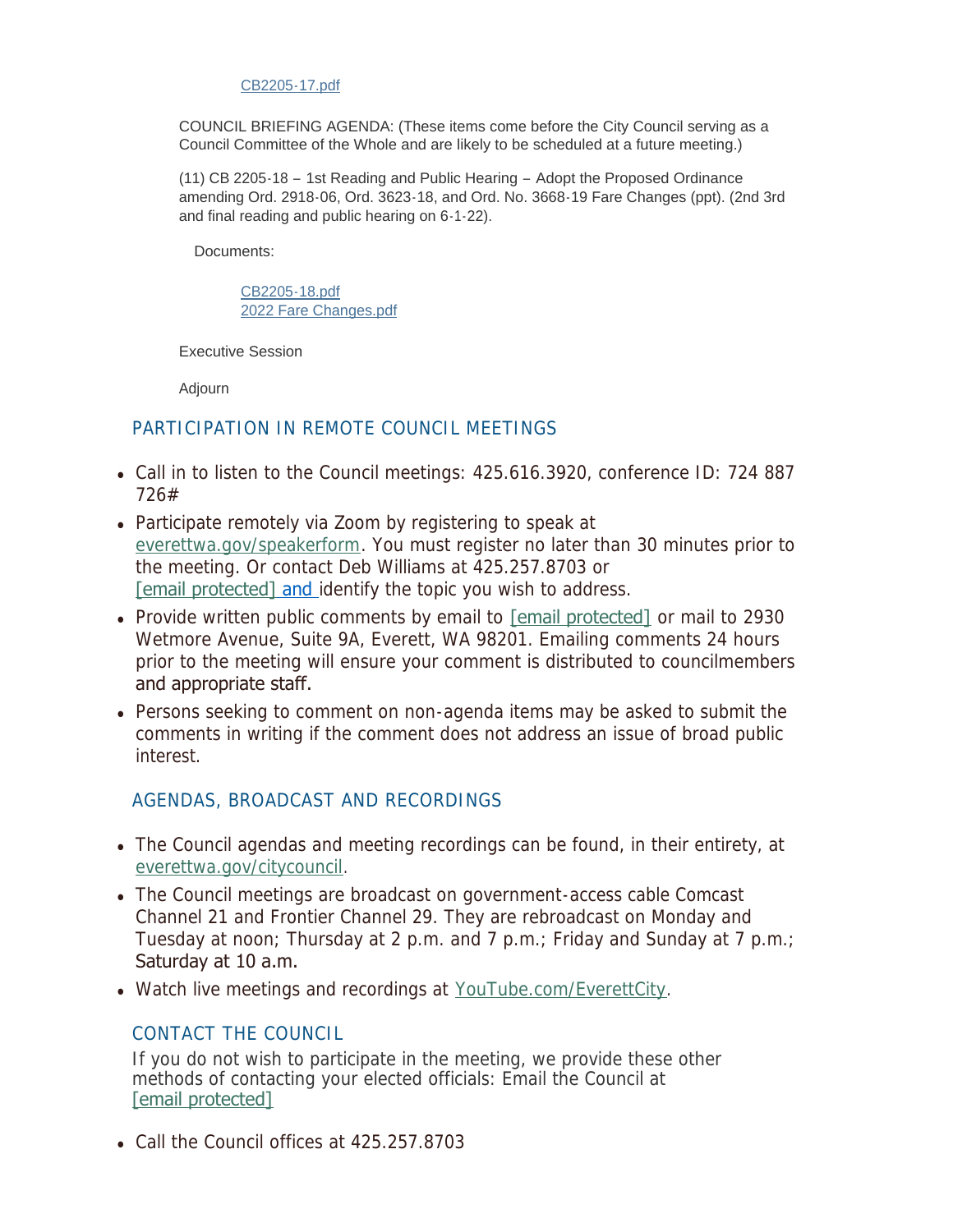CB2205-17.pdf

COUNCIL BRIEFING AGENDA: (These items come before the City Council serving as a Council Committee of the Whole and are likely to be scheduled at a future meeting.)

(11) CB 2205-18 – 1st Reading and Public Hearing – Adopt the Proposed Ordinance amending Ord. 2918-06, Ord. 3623-18, and Ord. No. 3668-19 Fare Changes (ppt). (2nd 3rd and final reading and public hearing on 6-1-22).

Documents:

CB2205-18.pdf
2022 Fare Changes.pdf

Executive Session

Adjourn

## PARTICIPATION IN REMOTE COUNCIL MEETINGS

- Call in to listen to the Council meetings: 425.616.3920, conference ID: 724 887 726#
- Participate remotely via Zoom by registering to speak at everettwa.gov/speakerform. You must register no later than 30 minutes prior to the meeting. Or contact Deb Williams at 425.257.8703 or [email protected] and identify the topic you wish to address.
- Provide written public comments by email to [email protected] or mail to 2930 Wetmore Avenue, Suite 9A, Everett, WA 98201. Emailing comments 24 hours prior to the meeting will ensure your comment is distributed to councilmembers and appropriate staff.
- Persons seeking to comment on non-agenda items may be asked to submit the comments in writing if the comment does not address an issue of broad public interest.

## AGENDAS, BROADCAST AND RECORDINGS

- The Council agendas and meeting recordings can be found, in their entirety, at everettwa.gov/citycouncil.
- The Council meetings are broadcast on government-access cable Comcast Channel 21 and Frontier Channel 29. They are rebroadcast on Monday and Tuesday at noon; Thursday at 2 p.m. and 7 p.m.; Friday and Sunday at 7 p.m.; Saturday at 10 a.m.
- Watch live meetings and recordings at YouTube.com/EverettCity.

## CONTACT THE COUNCIL

If you do not wish to participate in the meeting, we provide these other methods of contacting your elected officials: Email the Council at [email protected]

- Call the Council offices at 425.257.8703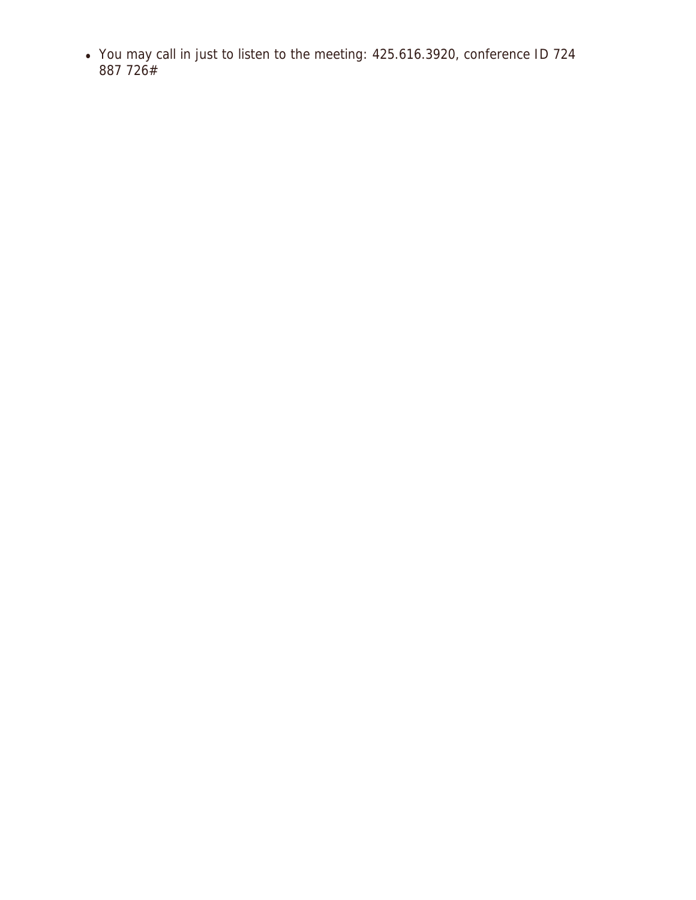- You may call in just to listen to the meeting: 425.616.3920, conference ID 724 887 726#